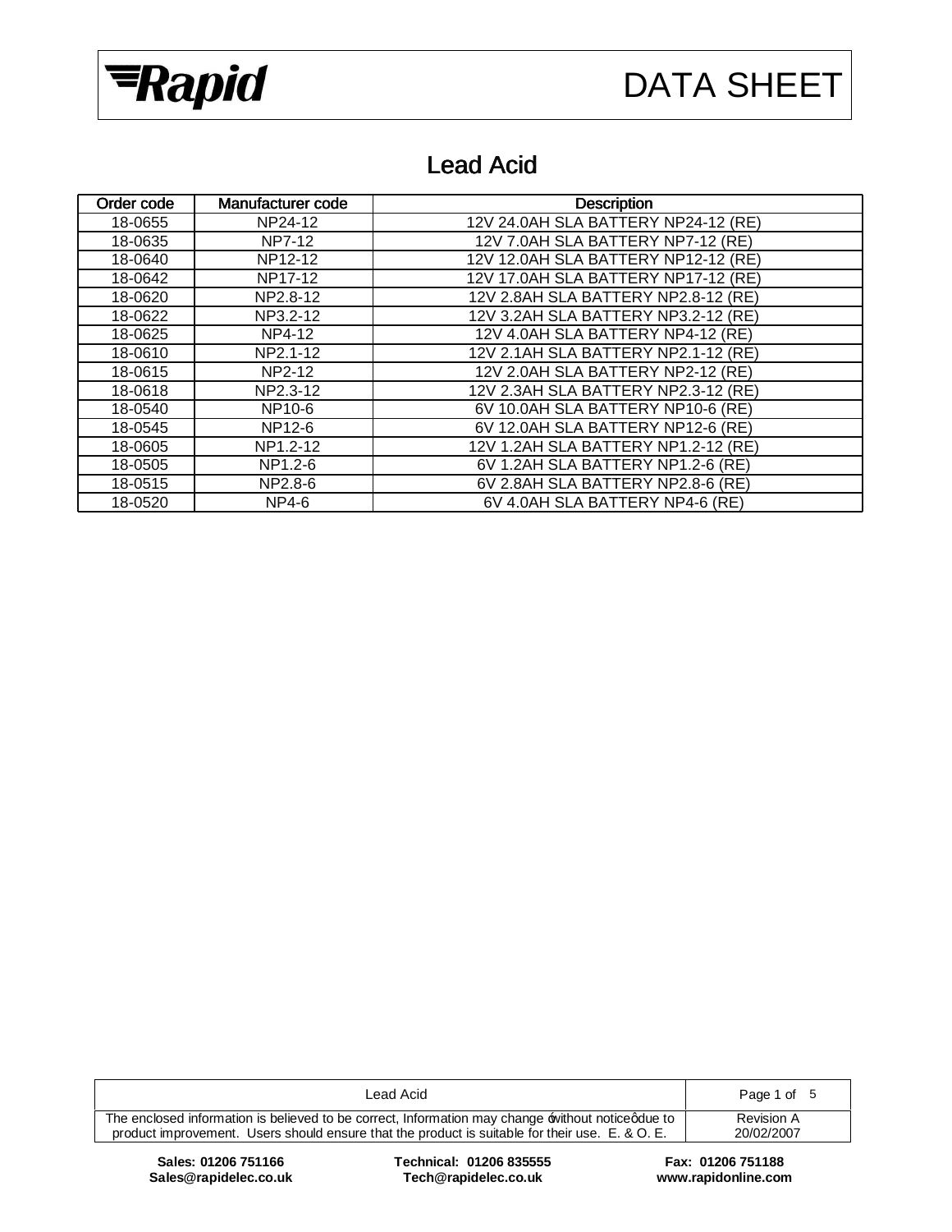DATA SHEET

# Lead Acid

| Order code | Manufacturer code | Description |
|---|---|---|
| 18-0655 | NP24-12 | 12V 24.0AH SLA BATTERY NP24-12 (RE) |
| 18-0635 | NP7-12 | 12V 7.0AH SLA BATTERY NP7-12 (RE) |
| 18-0640 | NP12-12 | 12V 12.0AH SLA BATTERY NP12-12 (RE) |
| 18-0642 | NP17-12 | 12V 17.0AH SLA BATTERY NP17-12 (RE) |
| 18-0620 | NP2.8-12 | 12V 2.8AH SLA BATTERY NP2.8-12 (RE) |
| 18-0622 | NP3.2-12 | 12V 3.2AH SLA BATTERY NP3.2-12 (RE) |
| 18-0625 | NP4-12 | 12V 4.0AH SLA BATTERY NP4-12 (RE) |
| 18-0610 | NP2.1-12 | 12V 2.1AH SLA BATTERY NP2.1-12 (RE) |
| 18-0615 | NP2-12 | 12V 2.0AH SLA BATTERY NP2-12 (RE) |
| 18-0618 | NP2.3-12 | 12V 2.3AH SLA BATTERY NP2.3-12 (RE) |
| 18-0540 | NP10-6 | 6V 10.0AH SLA BATTERY NP10-6 (RE) |
| 18-0545 | NP12-6 | 6V 12.0AH SLA BATTERY NP12-6 (RE) |
| 18-0605 | NP1.2-12 | 12V 1.2AH SLA BATTERY NP1.2-12 (RE) |
| 18-0505 | NP1.2-6 | 6V 1.2AH SLA BATTERY NP1.2-6 (RE) |
| 18-0515 | NP2.8-6 | 6V 2.8AH SLA BATTERY NP2.8-6 (RE) |
| 18-0520 | NP4-6 | 6V 4.0AH SLA BATTERY NP4-6 (RE) |

The enclosed information is believed to be correct, Information may change 'without notice' due to product improvement. Users should ensure that the product is suitable for their use. E. & O. E.

Revision A
20/02/2007

**Sales: 01206 751166**
**Sales@rapidelec.co.uk**

**Technical: 01206 835555**
**Tech@rapidelec.co.uk**

**Fax: 01206 751188**
**www.rapidonline.com**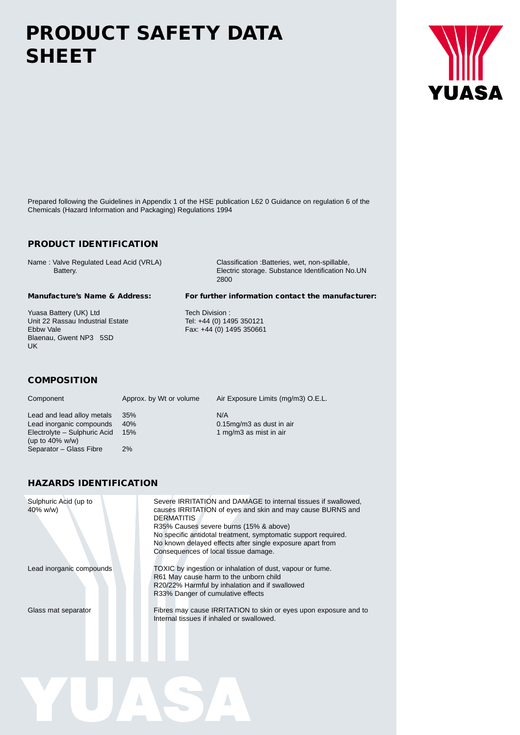# PRODUCT SAFETY DATA SHEET

Prepared following the Guidelines in Appendix 1 of the HSE publication L62 0 Guidance on regulation 6 of the Chemicals (Hazard Information and Packaging) Regulations 1994

## PRODUCT IDENTIFICATION

Name : Valve Regulated Lead Acid (VRLA) Battery.

Classification :Batteries, wet, non-spillable, Electric storage. Substance Identification No.UN 2800

**Manufacture's Name & Address:**

Yuasa Battery (UK) Ltd
Unit 22 Rassau Industrial Estate
Ebbw Vale
Blaenau, Gwent NP3 5SD
UK

**For further information contact the manufacturer:**

Tech Division :
Tel: +44 (0) 1495 350121
Fax: +44 (0) 1495 350661

## COMPOSITION

| Component | Approx. by Wt or volume | Air Exposure Limits (mg/m3) O.E.L. |
|---|---|---|
| Lead and lead alloy metals | 35% | N/A |
| Lead inorganic compounds | 40% | 0.15mg/m3 as dust in air |
| Electrolyte – Sulphuric Acid (up to 40% w/w) | 15% | 1 mg/m3 as mist in air |
| Separator – Glass Fibre | 2% | |

## HAZARDS IDENTIFICATION

| | |
|---|---|
| Sulphuric Acid (up to 40% w/w) | Severe IRRITATION and DAMAGE to internal tissues if swallowed, causes IRRITATION of eyes and skin and may cause BURNS and DERMATITIS<br>R35% Causes severe burns (15% & above)<br>No specific antidotal treatment, symptomatic support required.<br>No known delayed effects after single exposure apart from Consequences of local tissue damage. |
| Lead inorganic compounds | TOXIC by ingestion or inhalation of dust, vapour or fume.<br>R61 May cause harm to the unborn child<br>R20/22% Harmful by inhalation and if swallowed<br>R33% Danger of cumulative effects |
| Glass mat separator | Fibres may cause IRRITATION to skin or eyes upon exposure and to Internal tissues if inhaled or swallowed. |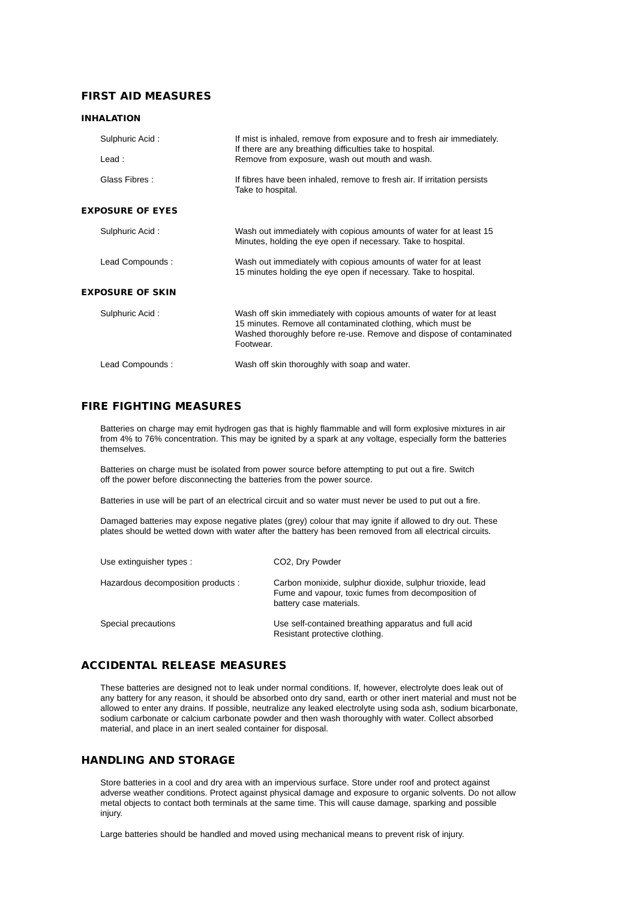## FIRST AID MEASURES

### INHALATION

| | |
|---|---|
| Sulphuric Acid : | If mist is inhaled, remove from exposure and to fresh air immediately. If there are any breathing difficulties take to hospital. |
| Lead : | Remove from exposure, wash out mouth and wash. |
| Glass Fibres : | If fibres have been inhaled, remove to fresh air. If irritation persists Take to hospital. |

### EXPOSURE OF EYES

| | |
|---|---|
| Sulphuric Acid : | Wash out immediately with copious amounts of water for at least 15 Minutes, holding the eye open if necessary. Take to hospital. |
| Lead Compounds : | Wash out immediately with copious amounts of water for at least 15 minutes holding the eye open if necessary. Take to hospital. |

### EXPOSURE OF SKIN

| | |
|---|---|
| Sulphuric Acid : | Wash off skin immediately with copious amounts of water for at least 15 minutes. Remove all contaminated clothing, which must be Washed thoroughly before re-use. Remove and dispose of contaminated Footwear. |
| Lead Compounds : | Wash off skin thoroughly with soap and water. |

## FIRE FIGHTING MEASURES

Batteries on charge may emit hydrogen gas that is highly flammable and will form explosive mixtures in air from 4% to 76% concentration. This may be ignited by a spark at any voltage, especially form the batteries themselves.

Batteries on charge must be isolated from power source before attempting to put out a fire. Switch off the power before disconnecting the batteries from the power source.

Batteries in use will be part of an electrical circuit and so water must never be used to put out a fire.

Damaged batteries may expose negative plates (grey) colour that may ignite if allowed to dry out. These plates should be wetted down with water after the battery has been removed from all electrical circuits.

| | |
|---|---|
| Use extinguisher types : | $CO_2$, Dry Powder |
| Hazardous decomposition products : | Carbon monixide, sulphur dioxide, sulphur trioxide, lead Fume and vapour, toxic fumes from decomposition of battery case materials. |
| Special precautions | Use self-contained breathing apparatus and full acid Resistant protective clothing. |

## ACCIDENTAL RELEASE MEASURES

These batteries are designed not to leak under normal conditions. If, however, electrolyte does leak out of any battery for any reason, it should be absorbed onto dry sand, earth or other inert material and must not be allowed to enter any drains. If possible, neutralize any leaked electrolyte using soda ash, sodium bicarbonate, sodium carbonate or calcium carbonate powder and then wash thoroughly with water. Collect absorbed material, and place in an inert sealed container for disposal.

## HANDLING AND STORAGE

Store batteries in a cool and dry area with an impervious surface. Store under roof and protect against adverse weather conditions. Protect against physical damage and exposure to organic solvents. Do not allow metal objects to contact both terminals at the same time. This will cause damage, sparking and possible injury.

Large batteries should be handled and moved using mechanical means to prevent risk of injury.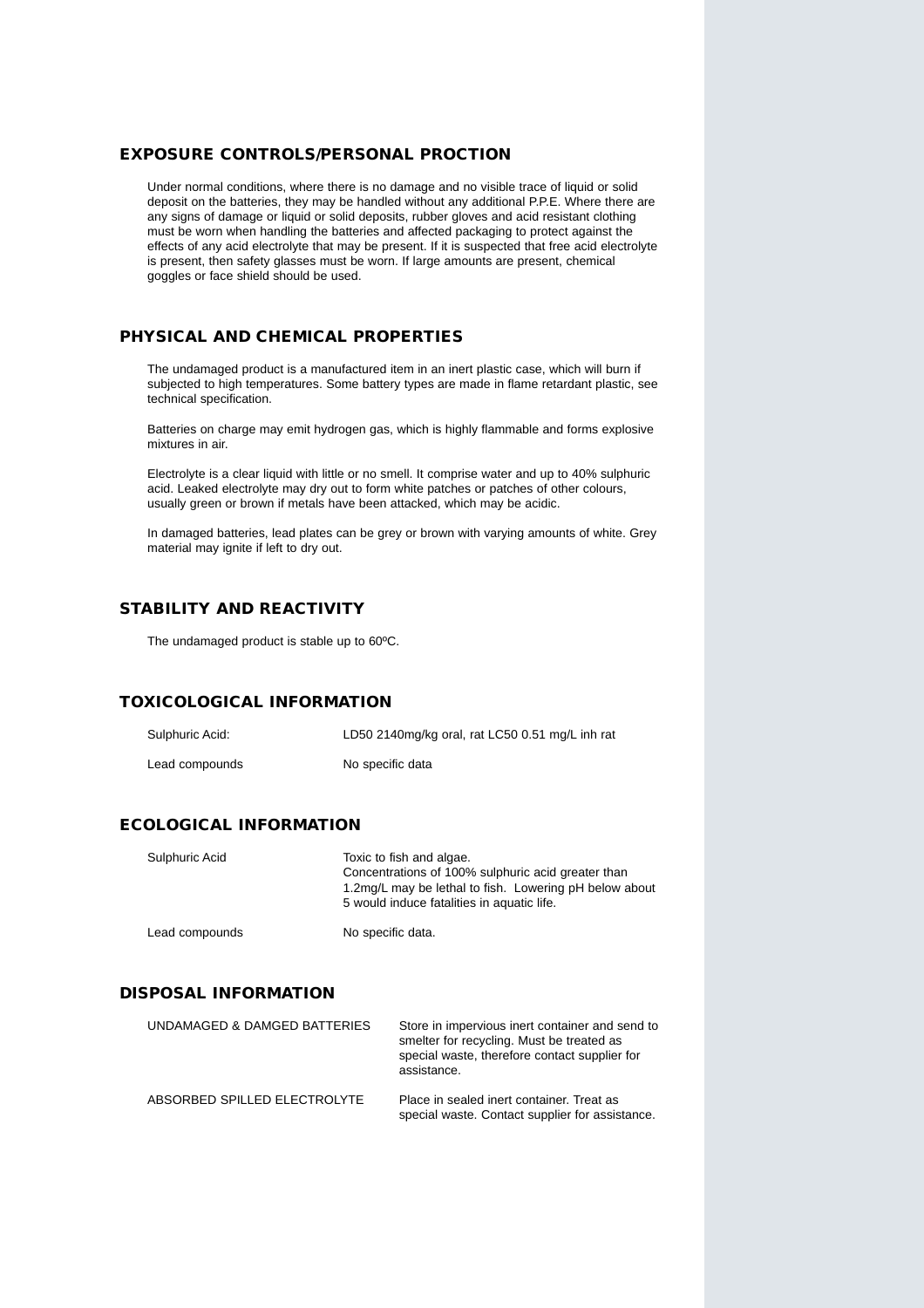## EXPOSURE CONTROLS/PERSONAL PROCTION

Under normal conditions, where there is no damage and no visible trace of liquid or solid deposit on the batteries, they may be handled without any additional P.P.E. Where there are any signs of damage or liquid or solid deposits, rubber gloves and acid resistant clothing must be worn when handling the batteries and affected packaging to protect against the effects of any acid electrolyte that may be present. If it is suspected that free acid electrolyte is present, then safety glasses must be worn. If large amounts are present, chemical goggles or face shield should be used.

## PHYSICAL AND CHEMICAL PROPERTIES

The undamaged product is a manufactured item in an inert plastic case, which will burn if subjected to high temperatures. Some battery types are made in flame retardant plastic, see technical specification.

Batteries on charge may emit hydrogen gas, which is highly flammable and forms explosive mixtures in air.

Electrolyte is a clear liquid with little or no smell. It comprise water and up to 40% sulphuric acid. Leaked electrolyte may dry out to form white patches or patches of other colours, usually green or brown if metals have been attacked, which may be acidic.

In damaged batteries, lead plates can be grey or brown with varying amounts of white. Grey material may ignite if left to dry out.

## STABILITY AND REACTIVITY

The undamaged product is stable up to 60ºC.

## TOXICOLOGICAL INFORMATION

| | |
|---|---|
| Sulphuric Acid: | LD50 2140mg/kg oral, rat LC50 0.51 mg/L inh rat |
| Lead compounds | No specific data |

## ECOLOGICAL INFORMATION

| | |
|---|---|
| Sulphuric Acid | Toxic to fish and algae. Concentrations of 100% sulphuric acid greater than 1.2mg/L may be lethal to fish. Lowering pH below about 5 would induce fatalities in aquatic life. |
| Lead compounds | No specific data. |

## DISPOSAL INFORMATION

| | |
|---|---|
| UNDAMAGED & DAMGED BATTERIES | Store in impervious inert container and send to smelter for recycling. Must be treated as special waste, therefore contact supplier for assistance. |
| ABSORBED SPILLED ELECTROLYTE | Place in sealed inert container. Treat as special waste. Contact supplier for assistance. |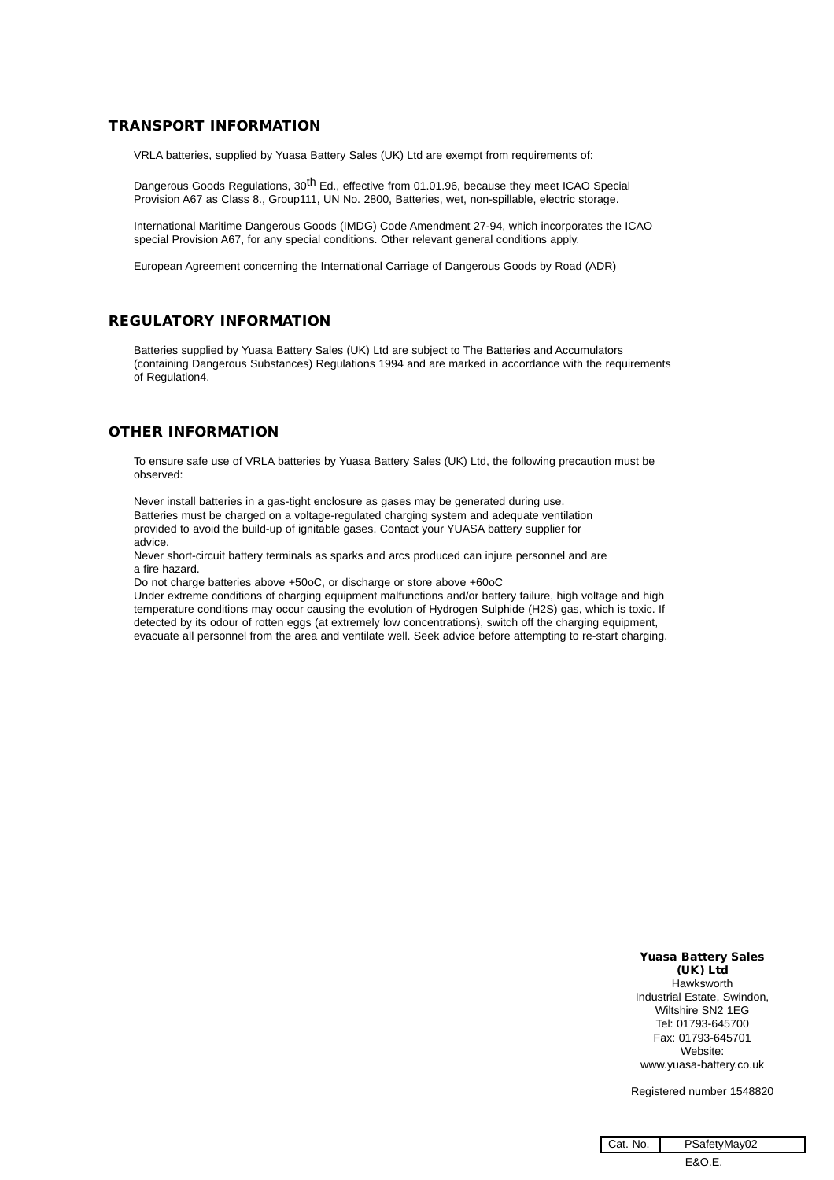## TRANSPORT INFORMATION

VRLA batteries, supplied by Yuasa Battery Sales (UK) Ltd are exempt from requirements of:

Dangerous Goods Regulations, $30^{th}$ Ed., effective from 01.01.96, because they meet ICAO Special Provision A67 as Class 8., Group111, UN No. 2800, Batteries, wet, non-spillable, electric storage.

International Maritime Dangerous Goods (IMDG) Code Amendment 27-94, which incorporates the ICAO special Provision A67, for any special conditions. Other relevant general conditions apply.

European Agreement concerning the International Carriage of Dangerous Goods by Road (ADR)

## REGULATORY INFORMATION

Batteries supplied by Yuasa Battery Sales (UK) Ltd are subject to The Batteries and Accumulators (containing Dangerous Substances) Regulations 1994 and are marked in accordance with the requirements of Regulation4.

## OTHER INFORMATION

To ensure safe use of VRLA batteries by Yuasa Battery Sales (UK) Ltd, the following precaution must be observed:

Never install batteries in a gas-tight enclosure as gases may be generated during use.
Batteries must be charged on a voltage-regulated charging system and adequate ventilation provided to avoid the build-up of ignitable gases. Contact your YUASA battery supplier for advice.
Never short-circuit battery terminals as sparks and arcs produced can injure personnel and are a fire hazard.
Do not charge batteries above +50oC, or discharge or store above +60oC
Under extreme conditions of charging equipment malfunctions and/or battery failure, high voltage and high temperature conditions may occur causing the evolution of Hydrogen Sulphide (H2S) gas, which is toxic. If detected by its odour of rotten eggs (at extremely low concentrations), switch off the charging equipment, evacuate all personnel from the area and ventilate well. Seek advice before attempting to re-start charging.

**Yuasa Battery Sales (UK) Ltd**
Hawksworth
Industrial Estate, Swindon,
Wiltshire SN2 1EG
Tel: 01793-645700
Fax: 01793-645701
Website:
www.yuasa-battery.co.uk

Registered number 1548820

| | |
|---|---|
| Cat. No. | PSafetyMay02 |

E&O.E.